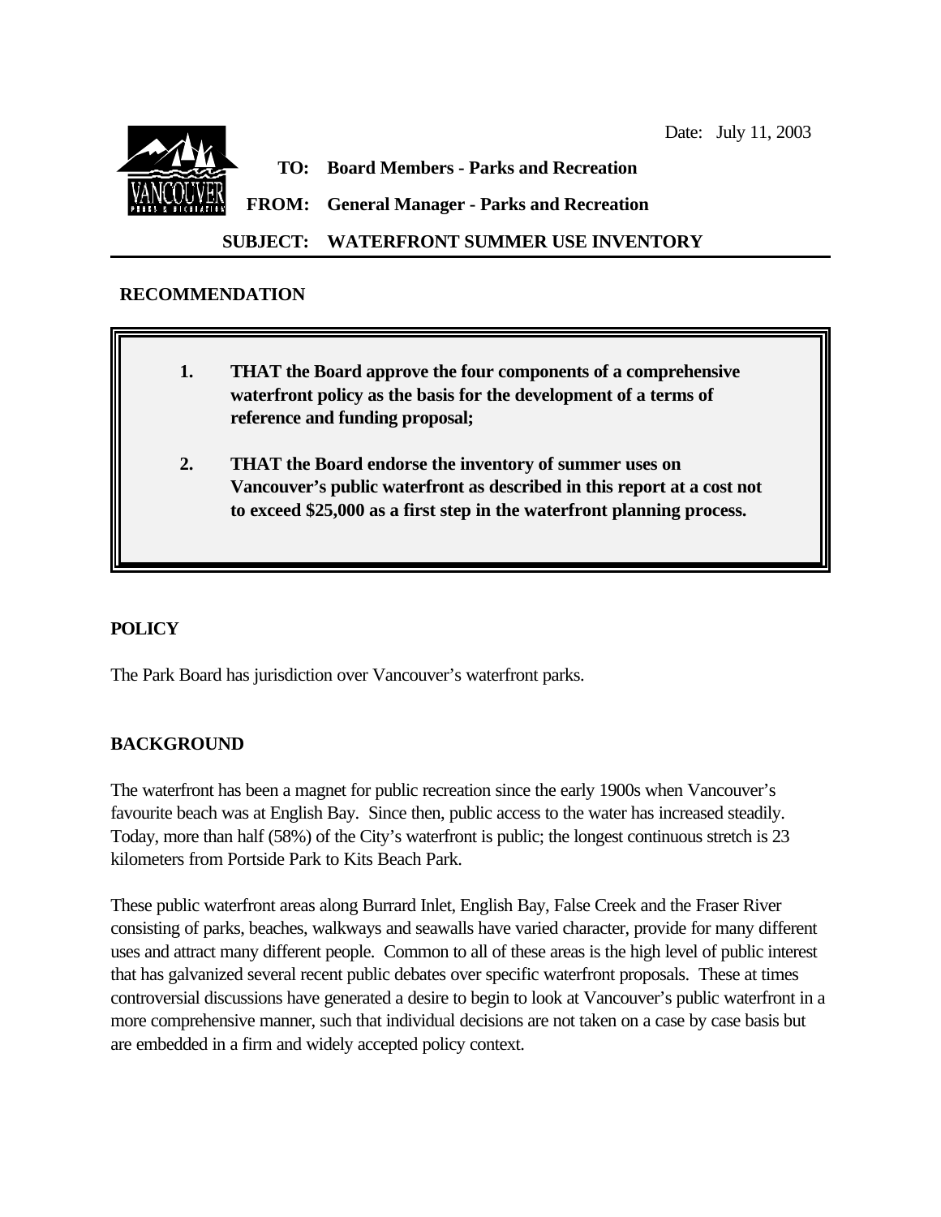Date: July 11, 2003

**TO: Board Members - Parks and Recreation**

**FROM: General Manager - Parks and Recreation**

**SUBJECT: WATERFRONT SUMMER USE INVENTORY**

## RECOMMENDATION

1. **THAT the Board approve the four components of a comprehensive waterfront policy as the basis for the development of a terms of reference and funding proposal;**

2. **THAT the Board endorse the inventory of summer uses on Vancouver's public waterfront as described in this report at a cost not to exceed $25,000 as a first step in the waterfront planning process.**

## POLICY

The Park Board has jurisdiction over Vancouver's waterfront parks.

## BACKGROUND

The waterfront has been a magnet for public recreation since the early 1900s when Vancouver's favourite beach was at English Bay. Since then, public access to the water has increased steadily. Today, more than half (58%) of the City's waterfront is public; the longest continuous stretch is 23 kilometers from Portside Park to Kits Beach Park.

These public waterfront areas along Burrard Inlet, English Bay, False Creek and the Fraser River consisting of parks, beaches, walkways and seawalls have varied character, provide for many different uses and attract many different people. Common to all of these areas is the high level of public interest that has galvanized several recent public debates over specific waterfront proposals. These at times controversial discussions have generated a desire to begin to look at Vancouver's public waterfront in a more comprehensive manner, such that individual decisions are not taken on a case by case basis but are embedded in a firm and widely accepted policy context.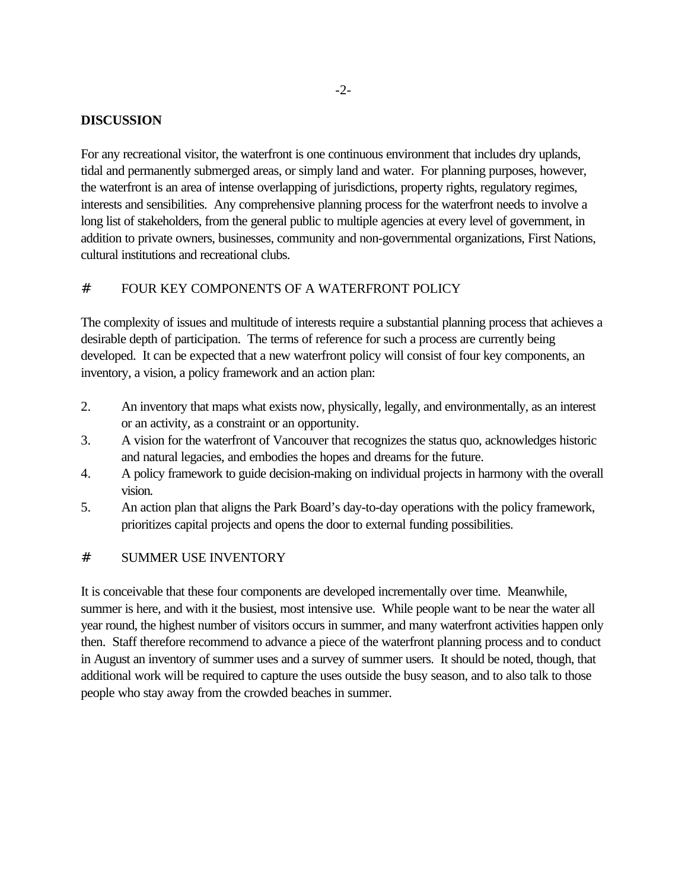## DISCUSSION

For any recreational visitor, the waterfront is one continuous environment that includes dry uplands, tidal and permanently submerged areas, or simply land and water. For planning purposes, however, the waterfront is an area of intense overlapping of jurisdictions, property rights, regulatory regimes, interests and sensibilities. Any comprehensive planning process for the waterfront needs to involve a long list of stakeholders, from the general public to multiple agencies at every level of government, in addition to private owners, businesses, community and non-governmental organizations, First Nations, cultural institutions and recreational clubs.

### # FOUR KEY COMPONENTS OF A WATERFRONT POLICY

The complexity of issues and multitude of interests require a substantial planning process that achieves a desirable depth of participation. The terms of reference for such a process are currently being developed. It can be expected that a new waterfront policy will consist of four key components, an inventory, a vision, a policy framework and an action plan:

2. An inventory that maps what exists now, physically, legally, and environmentally, as an interest or an activity, as a constraint or an opportunity.
3. A vision for the waterfront of Vancouver that recognizes the status quo, acknowledges historic and natural legacies, and embodies the hopes and dreams for the future.
4. A policy framework to guide decision-making on individual projects in harmony with the overall vision.
5. An action plan that aligns the Park Board's day-to-day operations with the policy framework, prioritizes capital projects and opens the door to external funding possibilities.

### # SUMMER USE INVENTORY

It is conceivable that these four components are developed incrementally over time. Meanwhile, summer is here, and with it the busiest, most intensive use. While people want to be near the water all year round, the highest number of visitors occurs in summer, and many waterfront activities happen only then. Staff therefore recommend to advance a piece of the waterfront planning process and to conduct in August an inventory of summer uses and a survey of summer users. It should be noted, though, that additional work will be required to capture the uses outside the busy season, and to also talk to those people who stay away from the crowded beaches in summer.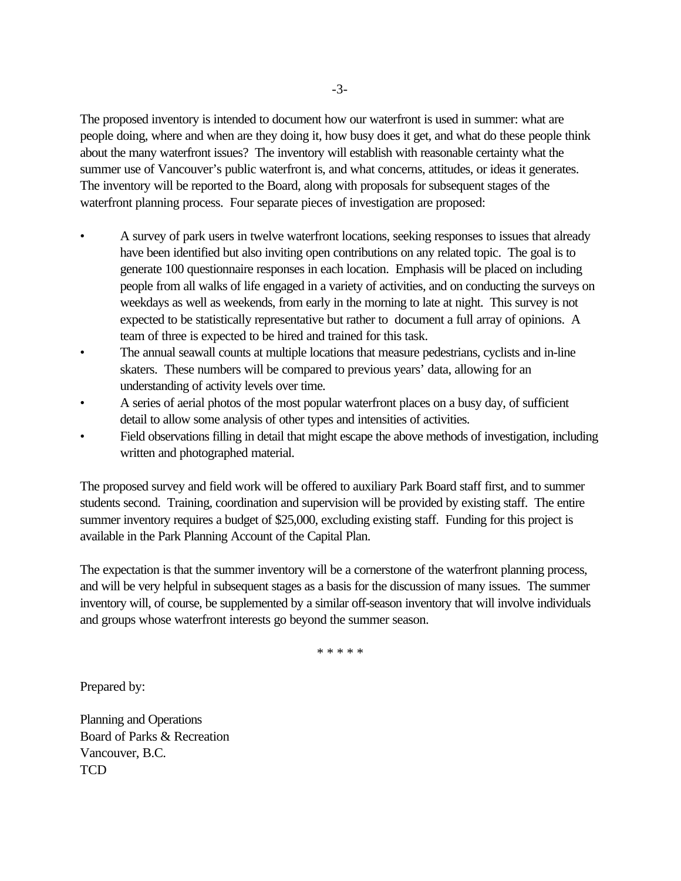The proposed inventory is intended to document how our waterfront is used in summer: what are people doing, where and when are they doing it, how busy does it get, and what do these people think about the many waterfront issues? The inventory will establish with reasonable certainty what the summer use of Vancouver's public waterfront is, and what concerns, attitudes, or ideas it generates. The inventory will be reported to the Board, along with proposals for subsequent stages of the waterfront planning process. Four separate pieces of investigation are proposed:

- A survey of park users in twelve waterfront locations, seeking responses to issues that already have been identified but also inviting open contributions on any related topic. The goal is to generate 100 questionnaire responses in each location. Emphasis will be placed on including people from all walks of life engaged in a variety of activities, and on conducting the surveys on weekdays as well as weekends, from early in the morning to late at night. This survey is not expected to be statistically representative but rather to document a full array of opinions. A team of three is expected to be hired and trained for this task.
- The annual seawall counts at multiple locations that measure pedestrians, cyclists and in-line skaters. These numbers will be compared to previous years' data, allowing for an understanding of activity levels over time.
- A series of aerial photos of the most popular waterfront places on a busy day, of sufficient detail to allow some analysis of other types and intensities of activities.
- Field observations filling in detail that might escape the above methods of investigation, including written and photographed material.

The proposed survey and field work will be offered to auxiliary Park Board staff first, and to summer students second. Training, coordination and supervision will be provided by existing staff. The entire summer inventory requires a budget of $25,000, excluding existing staff. Funding for this project is available in the Park Planning Account of the Capital Plan.

The expectation is that the summer inventory will be a cornerstone of the waterfront planning process, and will be very helpful in subsequent stages as a basis for the discussion of many issues. The summer inventory will, of course, be supplemented by a similar off-season inventory that will involve individuals and groups whose waterfront interests go beyond the summer season.

\* \* \* \* \*

Prepared by:

Planning and Operations  
Board of Parks & Recreation  
Vancouver, B.C.  
TCD